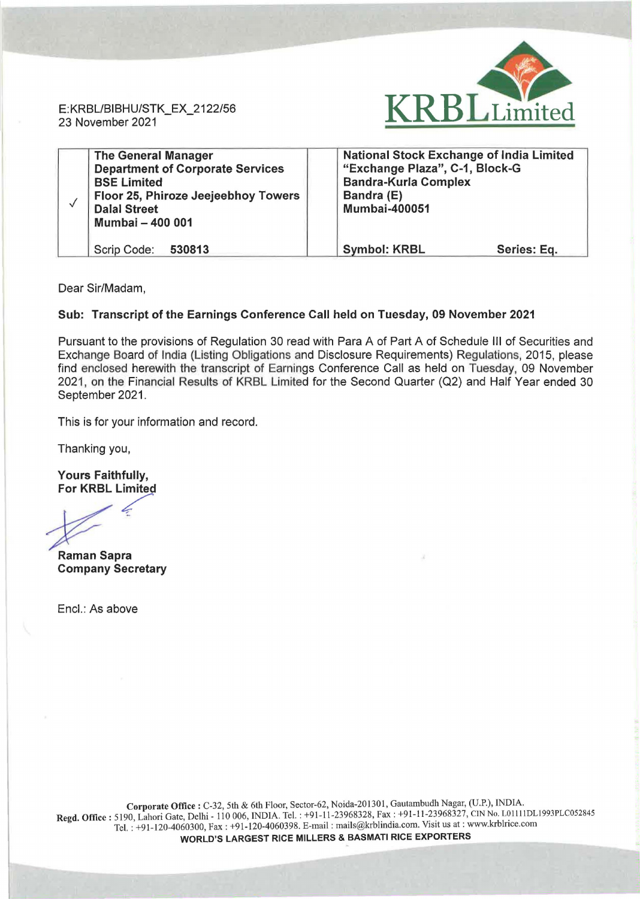E:KRBL/BIBHU/STK_EX_2122/56
23 November 2021

KRBL Limited

| ✓ | **The General Manager**<br>**Department of Corporate Services**<br>**BSE Limited**<br>**Floor 25, Phiroze Jeejeebhoy Towers**<br>**Dalal Street**<br>**Mumbai – 400 001**<br><br>Scrip Code: **530813** | | **National Stock Exchange of India Limited**<br>**"Exchange Plaza", C-1, Block-G**<br>**Bandra-Kurla Complex**<br>**Bandra (E)**<br>**Mumbai-400051**<br><br>**Symbol: KRBL** **Series: Eq.** |
|---|---|---|---|

Dear Sir/Madam,

**Sub: Transcript of the Earnings Conference Call held on Tuesday, 09 November 2021**

Pursuant to the provisions of Regulation 30 read with Para A of Part A of Schedule III of Securities and Exchange Board of India (Listing Obligations and Disclosure Requirements) Regulations, 2015, please find enclosed herewith the transcript of Earnings Conference Call as held on Tuesday, 09 November 2021, on the Financial Results of KRBL Limited for the Second Quarter (Q2) and Half Year ended 30 September 2021.

This is for your information and record.

Thanking you,

**Yours Faithfully,**
**For KRBL Limited**

**Raman Sapra**
**Company Secretary**

Encl.: As above

**Corporate Office :** C-32, 5th & 6th Floor, Sector-62, Noida-201301, Gautambudh Nagar, (U.P.), INDIA.
**Regd. Office :** 5190, Lahori Gate, Delhi - 110 006, INDIA. Tel. : +91-11-23968328, Fax : +91-11-23968327, CIN No. L01111DL1993PLC052845
Tel. : +91-120-4060300, Fax : +91-120-4060398. E-mail : mails@krblindia.com. Visit us at : www.krblrice.com
**WORLD'S LARGEST RICE MILLERS & BASMATI RICE EXPORTERS**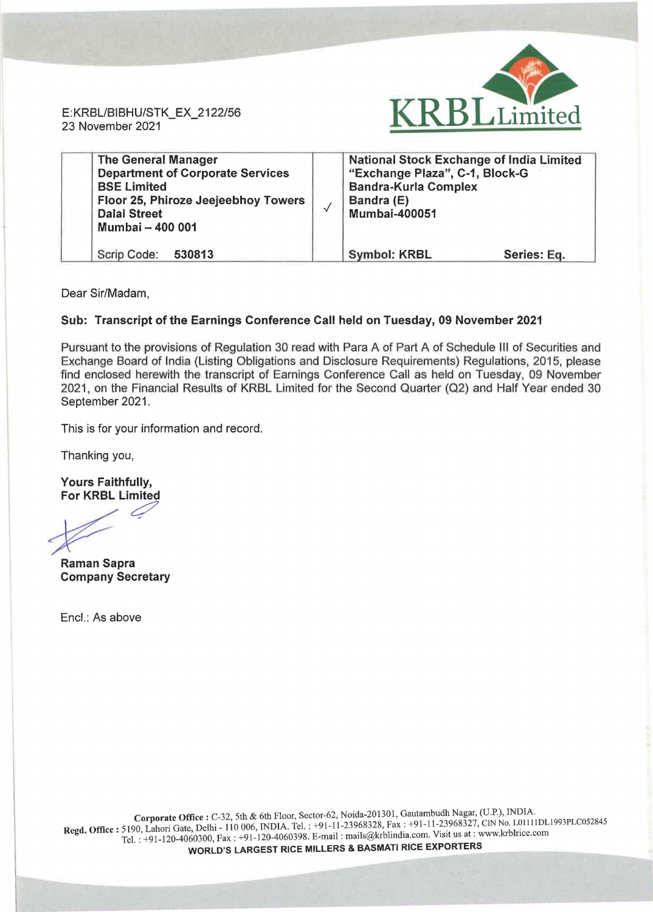E:KRBL/BIBHU/STK_EX_2122/56
23 November 2021

| | The General Manager<br>Department of Corporate Services<br>BSE Limited<br>Floor 25, Phiroze Jeejeebhoy Towers<br>Dalal Street<br>Mumbai – 400 001 | ✓ | National Stock Exchange of India Limited<br>"Exchange Plaza", C-1, Block-G<br>Bandra-Kurla Complex<br>Bandra (E)<br>Mumbai-400051 |
|---|---|---|---|
| | Scrip Code: **530813** | | **Symbol: KRBL** **Series: Eq.** |

Dear Sir/Madam,

**Sub: Transcript of the Earnings Conference Call held on Tuesday, 09 November 2021**

Pursuant to the provisions of Regulation 30 read with Para A of Part A of Schedule III of Securities and Exchange Board of India (Listing Obligations and Disclosure Requirements) Regulations, 2015, please find enclosed herewith the transcript of Earnings Conference Call as held on Tuesday, 09 November 2021, on the Financial Results of KRBL Limited for the Second Quarter (Q2) and Half Year ended 30 September 2021.

This is for your information and record.

Thanking you,

**Yours Faithfully,**
**For KRBL Limited**

**Raman Sapra**
**Company Secretary**

Encl.: As above

**Corporate Office :** C-32, 5th & 6th Floor, Sector-62, Noida-201301, Gautambudh Nagar, (U.P.), INDIA.
**Regd. Office :** 5190, Lahori Gate, Delhi - 110 006, INDIA. Tel. : +91-11-23968328, Fax : +91-11-23968327, CIN No. L01111DL1993PLC052845
Tel. : +91-120-4060300, Fax : +91-120-4060398. E-mail : mails@krblindia.com. Visit us at : www.krblrice.com

**WORLD'S LARGEST RICE MILLERS & BASMATI RICE EXPORTERS**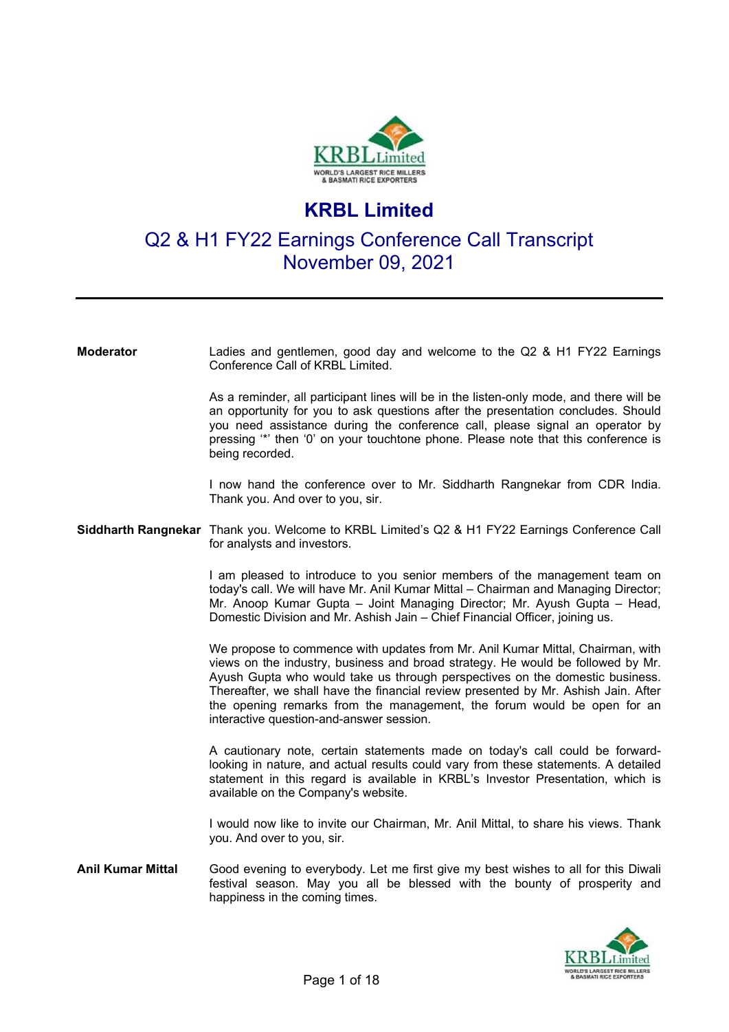# KRBL Limited

## Q2 & H1 FY22 Earnings Conference Call Transcript
## November 09, 2021

---

**Moderator** Ladies and gentlemen, good day and welcome to the Q2 & H1 FY22 Earnings Conference Call of KRBL Limited.

As a reminder, all participant lines will be in the listen-only mode, and there will be an opportunity for you to ask questions after the presentation concludes. Should you need assistance during the conference call, please signal an operator by pressing '*' then '0' on your touchtone phone. Please note that this conference is being recorded.

I now hand the conference over to Mr. Siddharth Rangnekar from CDR India. Thank you. And over to you, sir.

**Siddharth Rangnekar** Thank you. Welcome to KRBL Limited's Q2 & H1 FY22 Earnings Conference Call for analysts and investors.

I am pleased to introduce to you senior members of the management team on today's call. We will have Mr. Anil Kumar Mittal – Chairman and Managing Director; Mr. Anoop Kumar Gupta – Joint Managing Director; Mr. Ayush Gupta – Head, Domestic Division and Mr. Ashish Jain – Chief Financial Officer, joining us.

We propose to commence with updates from Mr. Anil Kumar Mittal, Chairman, with views on the industry, business and broad strategy. He would be followed by Mr. Ayush Gupta who would take us through perspectives on the domestic business. Thereafter, we shall have the financial review presented by Mr. Ashish Jain. After the opening remarks from the management, the forum would be open for an interactive question-and-answer session.

A cautionary note, certain statements made on today's call could be forward-looking in nature, and actual results could vary from these statements. A detailed statement in this regard is available in KRBL's Investor Presentation, which is available on the Company's website.

I would now like to invite our Chairman, Mr. Anil Mittal, to share his views. Thank you. And over to you, sir.

**Anil Kumar Mittal** Good evening to everybody. Let me first give my best wishes to all for this Diwali festival season. May you all be blessed with the bounty of prosperity and happiness in the coming times.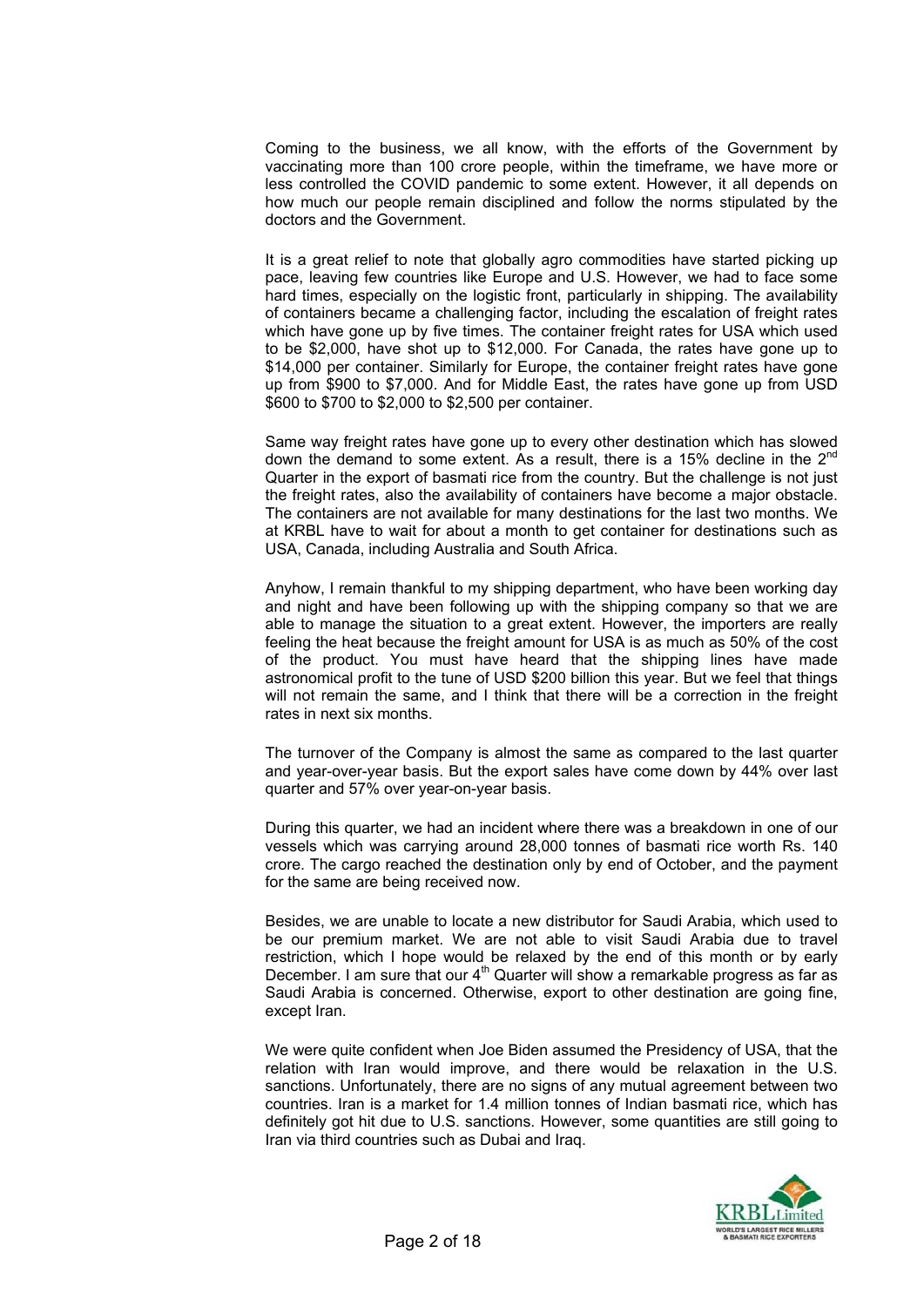Coming to the business, we all know, with the efforts of the Government by vaccinating more than 100 crore people, within the timeframe, we have more or less controlled the COVID pandemic to some extent. However, it all depends on how much our people remain disciplined and follow the norms stipulated by the doctors and the Government.

It is a great relief to note that globally agro commodities have started picking up pace, leaving few countries like Europe and U.S. However, we had to face some hard times, especially on the logistic front, particularly in shipping. The availability of containers became a challenging factor, including the escalation of freight rates which have gone up by five times. The container freight rates for USA which used to be $2,000, have shot up to $12,000. For Canada, the rates have gone up to $14,000 per container. Similarly for Europe, the container freight rates have gone up from $900 to $7,000. And for Middle East, the rates have gone up from USD $600 to $700 to $2,000 to $2,500 per container.

Same way freight rates have gone up to every other destination which has slowed down the demand to some extent. As a result, there is a 15% decline in the 2nd Quarter in the export of basmati rice from the country. But the challenge is not just the freight rates, also the availability of containers have become a major obstacle. The containers are not available for many destinations for the last two months. We at KRBL have to wait for about a month to get container for destinations such as USA, Canada, including Australia and South Africa.

Anyhow, I remain thankful to my shipping department, who have been working day and night and have been following up with the shipping company so that we are able to manage the situation to a great extent. However, the importers are really feeling the heat because the freight amount for USA is as much as 50% of the cost of the product. You must have heard that the shipping lines have made astronomical profit to the tune of USD $200 billion this year. But we feel that things will not remain the same, and I think that there will be a correction in the freight rates in next six months.

The turnover of the Company is almost the same as compared to the last quarter and year-over-year basis. But the export sales have come down by 44% over last quarter and 57% over year-on-year basis.

During this quarter, we had an incident where there was a breakdown in one of our vessels which was carrying around 28,000 tonnes of basmati rice worth Rs. 140 crore. The cargo reached the destination only by end of October, and the payment for the same are being received now.

Besides, we are unable to locate a new distributor for Saudi Arabia, which used to be our premium market. We are not able to visit Saudi Arabia due to travel restriction, which I hope would be relaxed by the end of this month or by early December. I am sure that our 4th Quarter will show a remarkable progress as far as Saudi Arabia is concerned. Otherwise, export to other destination are going fine, except Iran.

We were quite confident when Joe Biden assumed the Presidency of USA, that the relation with Iran would improve, and there would be relaxation in the U.S. sanctions. Unfortunately, there are no signs of any mutual agreement between two countries. Iran is a market for 1.4 million tonnes of Indian basmati rice, which has definitely got hit due to U.S. sanctions. However, some quantities are still going to Iran via third countries such as Dubai and Iraq.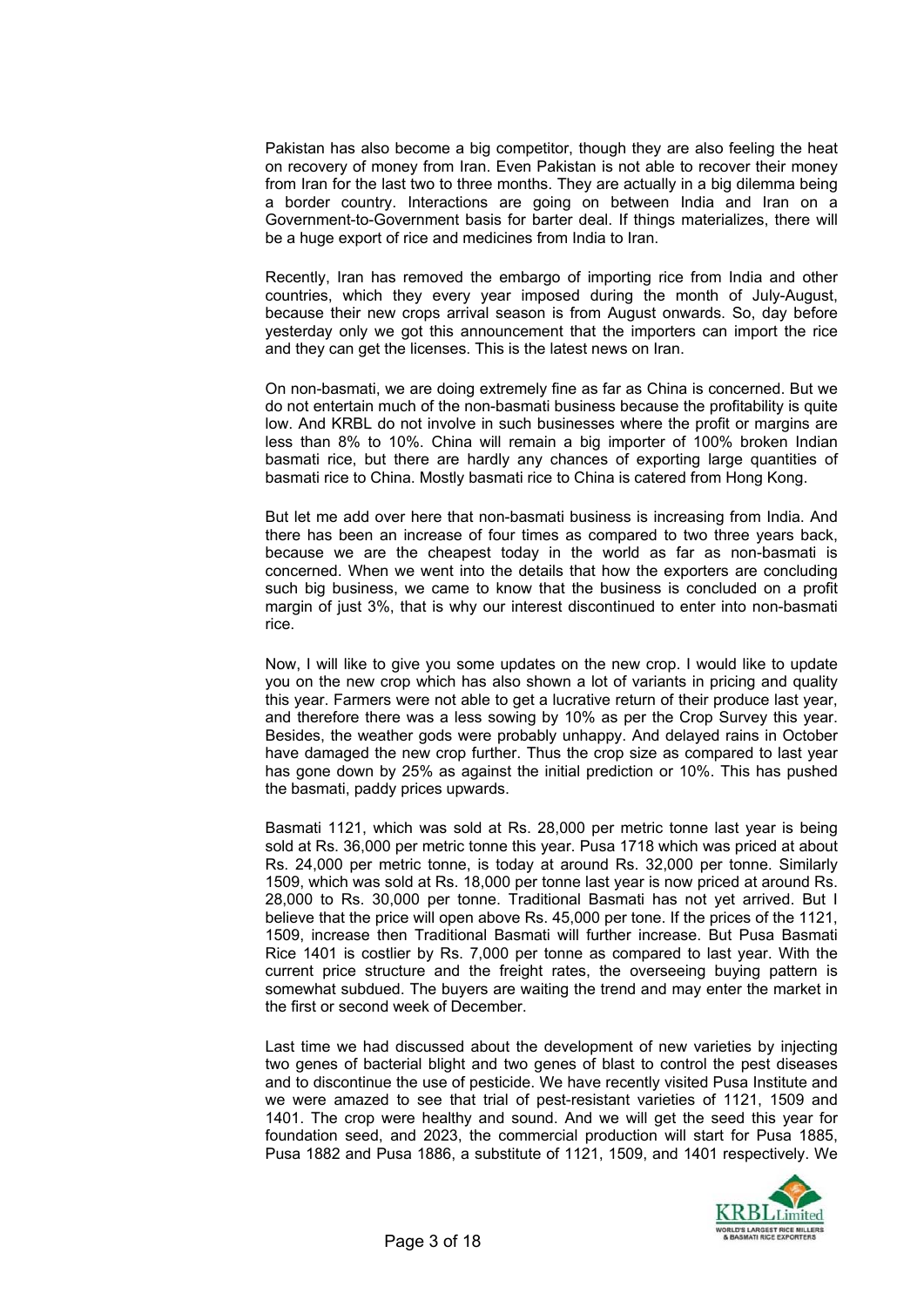Pakistan has also become a big competitor, though they are also feeling the heat on recovery of money from Iran. Even Pakistan is not able to recover their money from Iran for the last two to three months. They are actually in a big dilemma being a border country. Interactions are going on between India and Iran on a Government-to-Government basis for barter deal. If things materializes, there will be a huge export of rice and medicines from India to Iran.

Recently, Iran has removed the embargo of importing rice from India and other countries, which they every year imposed during the month of July-August, because their new crops arrival season is from August onwards. So, day before yesterday only we got this announcement that the importers can import the rice and they can get the licenses. This is the latest news on Iran.

On non-basmati, we are doing extremely fine as far as China is concerned. But we do not entertain much of the non-basmati business because the profitability is quite low. And KRBL do not involve in such businesses where the profit or margins are less than 8% to 10%. China will remain a big importer of 100% broken Indian basmati rice, but there are hardly any chances of exporting large quantities of basmati rice to China. Mostly basmati rice to China is catered from Hong Kong.

But let me add over here that non-basmati business is increasing from India. And there has been an increase of four times as compared to two three years back, because we are the cheapest today in the world as far as non-basmati is concerned. When we went into the details that how the exporters are concluding such big business, we came to know that the business is concluded on a profit margin of just 3%, that is why our interest discontinued to enter into non-basmati rice.

Now, I will like to give you some updates on the new crop. I would like to update you on the new crop which has also shown a lot of variants in pricing and quality this year. Farmers were not able to get a lucrative return of their produce last year, and therefore there was a less sowing by 10% as per the Crop Survey this year. Besides, the weather gods were probably unhappy. And delayed rains in October have damaged the new crop further. Thus the crop size as compared to last year has gone down by 25% as against the initial prediction or 10%. This has pushed the basmati, paddy prices upwards.

Basmati 1121, which was sold at Rs. 28,000 per metric tonne last year is being sold at Rs. 36,000 per metric tonne this year. Pusa 1718 which was priced at about Rs. 24,000 per metric tonne, is today at around Rs. 32,000 per tonne. Similarly 1509, which was sold at Rs. 18,000 per tonne last year is now priced at around Rs. 28,000 to Rs. 30,000 per tonne. Traditional Basmati has not yet arrived. But I believe that the price will open above Rs. 45,000 per tone. If the prices of the 1121, 1509, increase then Traditional Basmati will further increase. But Pusa Basmati Rice 1401 is costlier by Rs. 7,000 per tonne as compared to last year. With the current price structure and the freight rates, the overseeing buying pattern is somewhat subdued. The buyers are waiting the trend and may enter the market in the first or second week of December.

Last time we had discussed about the development of new varieties by injecting two genes of bacterial blight and two genes of blast to control the pest diseases and to discontinue the use of pesticide. We have recently visited Pusa Institute and we were amazed to see that trial of pest-resistant varieties of 1121, 1509 and 1401. The crop were healthy and sound. And we will get the seed this year for foundation seed, and 2023, the commercial production will start for Pusa 1885, Pusa 1882 and Pusa 1886, a substitute of 1121, 1509, and 1401 respectively. We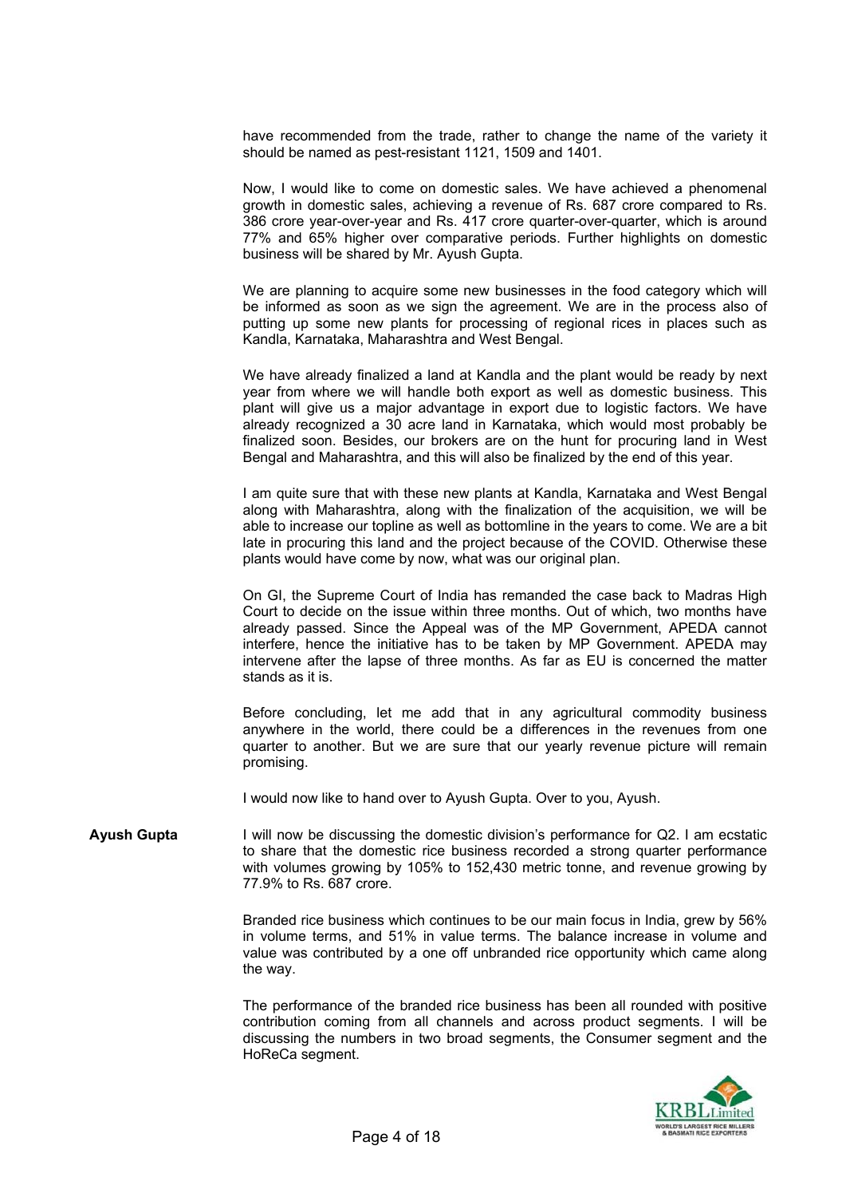have recommended from the trade, rather to change the name of the variety it should be named as pest-resistant 1121, 1509 and 1401.

Now, I would like to come on domestic sales. We have achieved a phenomenal growth in domestic sales, achieving a revenue of Rs. 687 crore compared to Rs. 386 crore year-over-year and Rs. 417 crore quarter-over-quarter, which is around 77% and 65% higher over comparative periods. Further highlights on domestic business will be shared by Mr. Ayush Gupta.

We are planning to acquire some new businesses in the food category which will be informed as soon as we sign the agreement. We are in the process also of putting up some new plants for processing of regional rices in places such as Kandla, Karnataka, Maharashtra and West Bengal.

We have already finalized a land at Kandla and the plant would be ready by next year from where we will handle both export as well as domestic business. This plant will give us a major advantage in export due to logistic factors. We have already recognized a 30 acre land in Karnataka, which would most probably be finalized soon. Besides, our brokers are on the hunt for procuring land in West Bengal and Maharashtra, and this will also be finalized by the end of this year.

I am quite sure that with these new plants at Kandla, Karnataka and West Bengal along with Maharashtra, along with the finalization of the acquisition, we will be able to increase our topline as well as bottomline in the years to come. We are a bit late in procuring this land and the project because of the COVID. Otherwise these plants would have come by now, what was our original plan.

On GI, the Supreme Court of India has remanded the case back to Madras High Court to decide on the issue within three months. Out of which, two months have already passed. Since the Appeal was of the MP Government, APEDA cannot interfere, hence the initiative has to be taken by MP Government. APEDA may intervene after the lapse of three months. As far as EU is concerned the matter stands as it is.

Before concluding, let me add that in any agricultural commodity business anywhere in the world, there could be a differences in the revenues from one quarter to another. But we are sure that our yearly revenue picture will remain promising.

I would now like to hand over to Ayush Gupta. Over to you, Ayush.

**Ayush Gupta** I will now be discussing the domestic division's performance for Q2. I am ecstatic to share that the domestic rice business recorded a strong quarter performance with volumes growing by 105% to 152,430 metric tonne, and revenue growing by 77.9% to Rs. 687 crore.

Branded rice business which continues to be our main focus in India, grew by 56% in volume terms, and 51% in value terms. The balance increase in volume and value was contributed by a one off unbranded rice opportunity which came along the way.

The performance of the branded rice business has been all rounded with positive contribution coming from all channels and across product segments. I will be discussing the numbers in two broad segments, the Consumer segment and the HoReCa segment.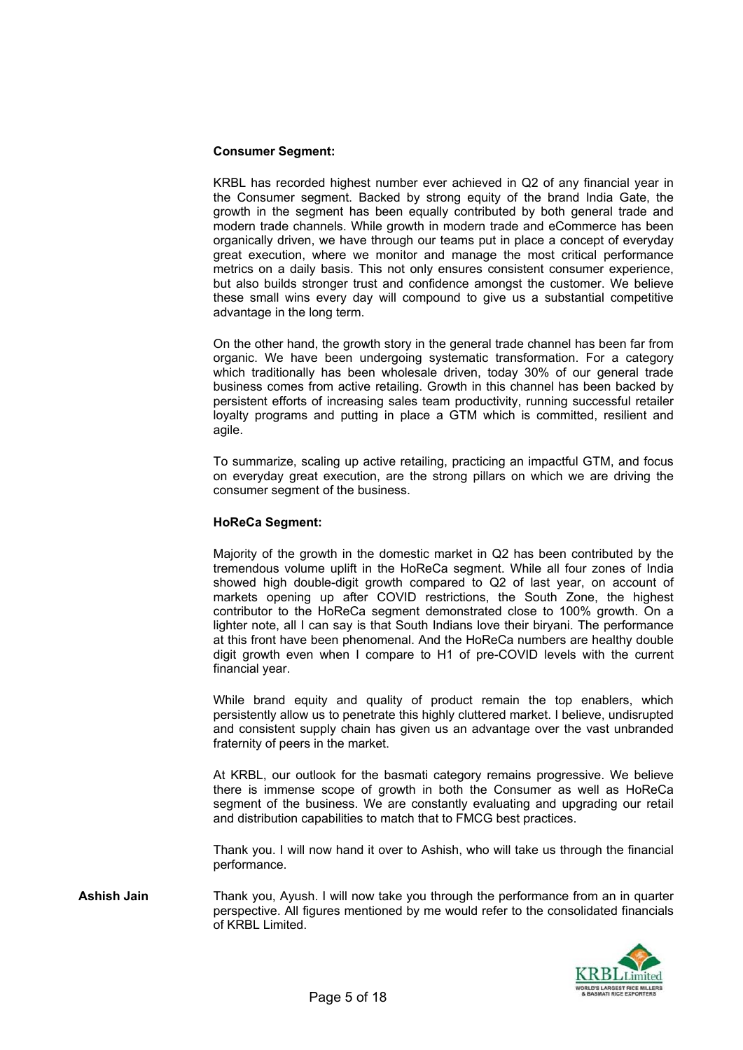**Consumer Segment:**

KRBL has recorded highest number ever achieved in Q2 of any financial year in the Consumer segment. Backed by strong equity of the brand India Gate, the growth in the segment has been equally contributed by both general trade and modern trade channels. While growth in modern trade and eCommerce has been organically driven, we have through our teams put in place a concept of everyday great execution, where we monitor and manage the most critical performance metrics on a daily basis. This not only ensures consistent consumer experience, but also builds stronger trust and confidence amongst the customer. We believe these small wins every day will compound to give us a substantial competitive advantage in the long term.

On the other hand, the growth story in the general trade channel has been far from organic. We have been undergoing systematic transformation. For a category which traditionally has been wholesale driven, today 30% of our general trade business comes from active retailing. Growth in this channel has been backed by persistent efforts of increasing sales team productivity, running successful retailer loyalty programs and putting in place a GTM which is committed, resilient and agile.

To summarize, scaling up active retailing, practicing an impactful GTM, and focus on everyday great execution, are the strong pillars on which we are driving the consumer segment of the business.

**HoReCa Segment:**

Majority of the growth in the domestic market in Q2 has been contributed by the tremendous volume uplift in the HoReCa segment. While all four zones of India showed high double-digit growth compared to Q2 of last year, on account of markets opening up after COVID restrictions, the South Zone, the highest contributor to the HoReCa segment demonstrated close to 100% growth. On a lighter note, all I can say is that South Indians love their biryani. The performance at this front have been phenomenal. And the HoReCa numbers are healthy double digit growth even when I compare to H1 of pre-COVID levels with the current financial year.

While brand equity and quality of product remain the top enablers, which persistently allow us to penetrate this highly cluttered market. I believe, undisrupted and consistent supply chain has given us an advantage over the vast unbranded fraternity of peers in the market.

At KRBL, our outlook for the basmati category remains progressive. We believe there is immense scope of growth in both the Consumer as well as HoReCa segment of the business. We are constantly evaluating and upgrading our retail and distribution capabilities to match that to FMCG best practices.

Thank you. I will now hand it over to Ashish, who will take us through the financial performance.

**Ashish Jain** Thank you, Ayush. I will now take you through the performance from an in quarter perspective. All figures mentioned by me would refer to the consolidated financials of KRBL Limited.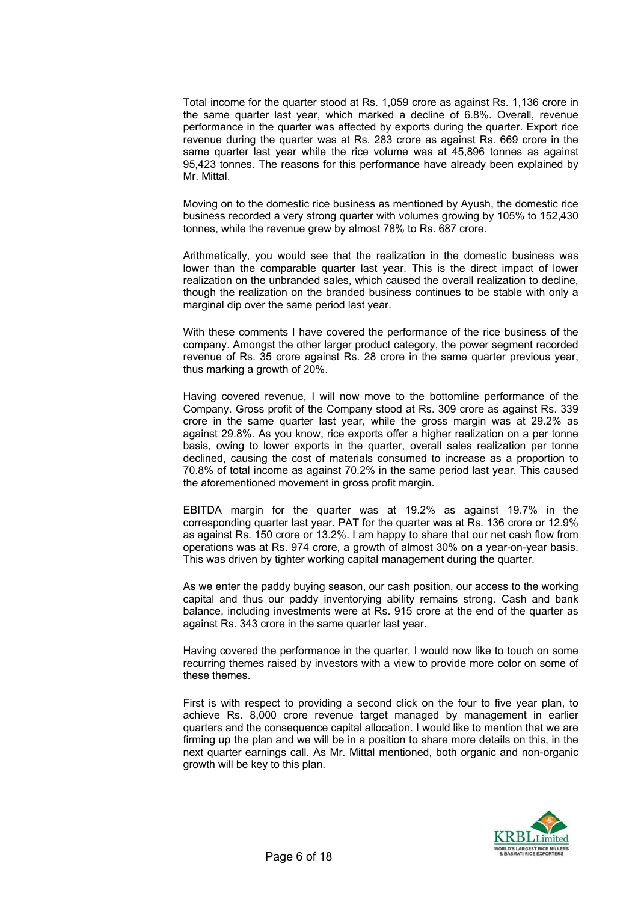Total income for the quarter stood at Rs. 1,059 crore as against Rs. 1,136 crore in the same quarter last year, which marked a decline of 6.8%. Overall, revenue performance in the quarter was affected by exports during the quarter. Export rice revenue during the quarter was at Rs. 283 crore as against Rs. 669 crore in the same quarter last year while the rice volume was at 45,896 tonnes as against 95,423 tonnes. The reasons for this performance have already been explained by Mr. Mittal.

Moving on to the domestic rice business as mentioned by Ayush, the domestic rice business recorded a very strong quarter with volumes growing by 105% to 152,430 tonnes, while the revenue grew by almost 78% to Rs. 687 crore.

Arithmetically, you would see that the realization in the domestic business was lower than the comparable quarter last year. This is the direct impact of lower realization on the unbranded sales, which caused the overall realization to decline, though the realization on the branded business continues to be stable with only a marginal dip over the same period last year.

With these comments I have covered the performance of the rice business of the company. Amongst the other larger product category, the power segment recorded revenue of Rs. 35 crore against Rs. 28 crore in the same quarter previous year, thus marking a growth of 20%.

Having covered revenue, I will now move to the bottomline performance of the Company. Gross profit of the Company stood at Rs. 309 crore as against Rs. 339 crore in the same quarter last year, while the gross margin was at 29.2% as against 29.8%. As you know, rice exports offer a higher realization on a per tonne basis, owing to lower exports in the quarter, overall sales realization per tonne declined, causing the cost of materials consumed to increase as a proportion to 70.8% of total income as against 70.2% in the same period last year. This caused the aforementioned movement in gross profit margin.

EBITDA margin for the quarter was at 19.2% as against 19.7% in the corresponding quarter last year. PAT for the quarter was at Rs. 136 crore or 12.9% as against Rs. 150 crore or 13.2%. I am happy to share that our net cash flow from operations was at Rs. 974 crore, a growth of almost 30% on a year-on-year basis. This was driven by tighter working capital management during the quarter.

As we enter the paddy buying season, our cash position, our access to the working capital and thus our paddy inventorying ability remains strong. Cash and bank balance, including investments were at Rs. 915 crore at the end of the quarter as against Rs. 343 crore in the same quarter last year.

Having covered the performance in the quarter, I would now like to touch on some recurring themes raised by investors with a view to provide more color on some of these themes.

First is with respect to providing a second click on the four to five year plan, to achieve Rs. 8,000 crore revenue target managed by management in earlier quarters and the consequence capital allocation. I would like to mention that we are firming up the plan and we will be in a position to share more details on this, in the next quarter earnings call. As Mr. Mittal mentioned, both organic and non-organic growth will be key to this plan.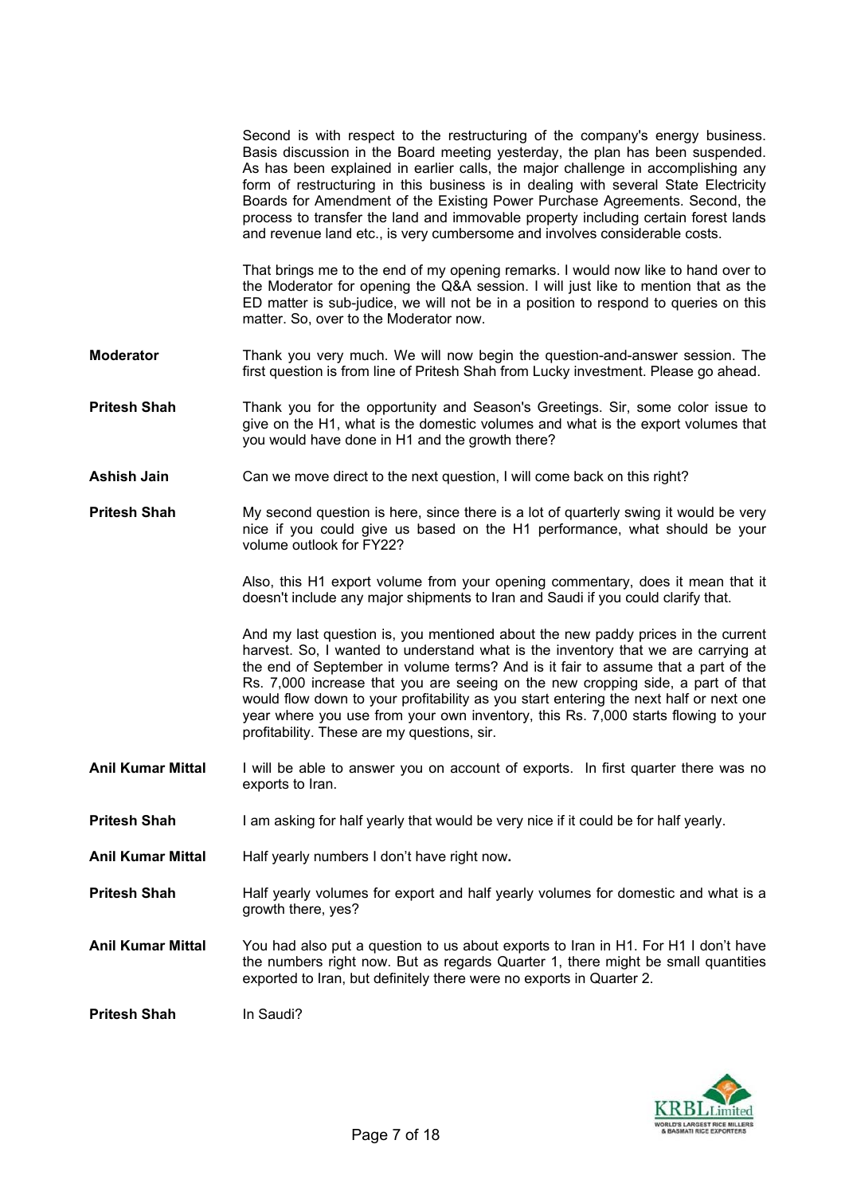Second is with respect to the restructuring of the company's energy business. Basis discussion in the Board meeting yesterday, the plan has been suspended. As has been explained in earlier calls, the major challenge in accomplishing any form of restructuring in this business is in dealing with several State Electricity Boards for Amendment of the Existing Power Purchase Agreements. Second, the process to transfer the land and immovable property including certain forest lands and revenue land etc., is very cumbersome and involves considerable costs.

That brings me to the end of my opening remarks. I would now like to hand over to the Moderator for opening the Q&A session. I will just like to mention that as the ED matter is sub-judice, we will not be in a position to respond to queries on this matter. So, over to the Moderator now.

**Moderator** Thank you very much. We will now begin the question-and-answer session. The first question is from line of Pritesh Shah from Lucky investment. Please go ahead.

**Pritesh Shah** Thank you for the opportunity and Season's Greetings. Sir, some color issue to give on the H1, what is the domestic volumes and what is the export volumes that you would have done in H1 and the growth there?

**Ashish Jain** Can we move direct to the next question, I will come back on this right?

**Pritesh Shah** My second question is here, since there is a lot of quarterly swing it would be very nice if you could give us based on the H1 performance, what should be your volume outlook for FY22?

Also, this H1 export volume from your opening commentary, does it mean that it doesn't include any major shipments to Iran and Saudi if you could clarify that.

And my last question is, you mentioned about the new paddy prices in the current harvest. So, I wanted to understand what is the inventory that we are carrying at the end of September in volume terms? And is it fair to assume that a part of the Rs. 7,000 increase that you are seeing on the new cropping side, a part of that would flow down to your profitability as you start entering the next half or next one year where you use from your own inventory, this Rs. 7,000 starts flowing to your profitability. These are my questions, sir.

**Anil Kumar Mittal** I will be able to answer you on account of exports. In first quarter there was no exports to Iran.

**Pritesh Shah** I am asking for half yearly that would be very nice if it could be for half yearly.

**Anil Kumar Mittal** Half yearly numbers I don't have right now**.**

**Pritesh Shah** Half yearly volumes for export and half yearly volumes for domestic and what is a growth there, yes?

**Anil Kumar Mittal** You had also put a question to us about exports to Iran in H1. For H1 I don't have the numbers right now. But as regards Quarter 1, there might be small quantities exported to Iran, but definitely there were no exports in Quarter 2.

**Pritesh Shah** In Saudi?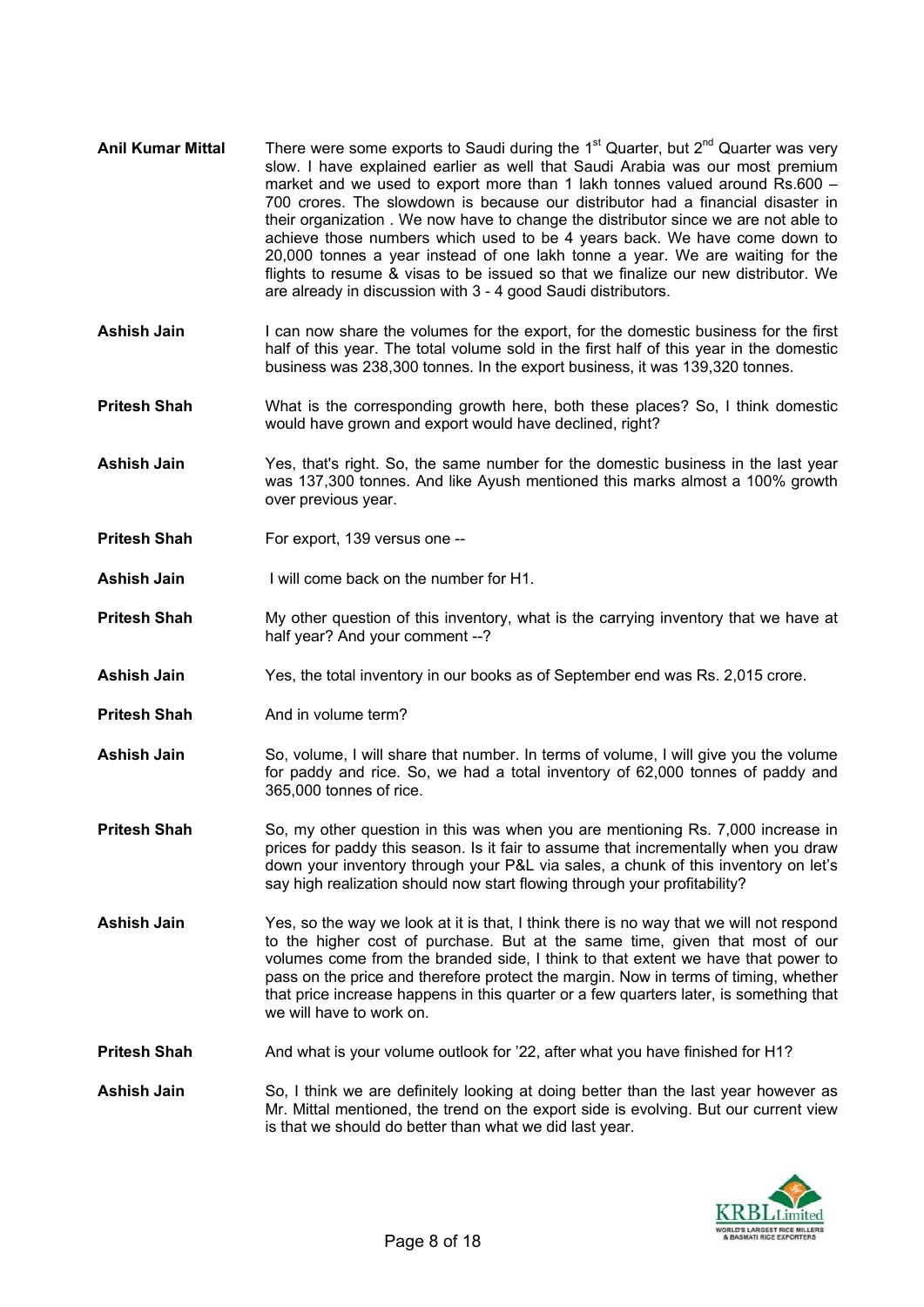**Anil Kumar Mittal**: There were some exports to Saudi during the 1st Quarter, but 2nd Quarter was very slow. I have explained earlier as well that Saudi Arabia was our most premium market and we used to export more than 1 lakh tonnes valued around Rs.600 – 700 crores. The slowdown is because our distributor had a financial disaster in their organization . We now have to change the distributor since we are not able to achieve those numbers which used to be 4 years back. We have come down to 20,000 tonnes a year instead of one lakh tonne a year. We are waiting for the flights to resume & visas to be issued so that we finalize our new distributor. We are already in discussion with 3 - 4 good Saudi distributors.

**Ashish Jain**: I can now share the volumes for the export, for the domestic business for the first half of this year. The total volume sold in the first half of this year in the domestic business was 238,300 tonnes. In the export business, it was 139,320 tonnes.

**Pritesh Shah**: What is the corresponding growth here, both these places? So, I think domestic would have grown and export would have declined, right?

**Ashish Jain**: Yes, that's right. So, the same number for the domestic business in the last year was 137,300 tonnes. And like Ayush mentioned this marks almost a 100% growth over previous year.

**Pritesh Shah**: For export, 139 versus one --

**Ashish Jain**: I will come back on the number for H1.

**Pritesh Shah**: My other question of this inventory, what is the carrying inventory that we have at half year? And your comment --?

**Ashish Jain**: Yes, the total inventory in our books as of September end was Rs. 2,015 crore.

**Pritesh Shah**: And in volume term?

**Ashish Jain**: So, volume, I will share that number. In terms of volume, I will give you the volume for paddy and rice. So, we had a total inventory of 62,000 tonnes of paddy and 365,000 tonnes of rice.

**Pritesh Shah**: So, my other question in this was when you are mentioning Rs. 7,000 increase in prices for paddy this season. Is it fair to assume that incrementally when you draw down your inventory through your P&L via sales, a chunk of this inventory on let's say high realization should now start flowing through your profitability?

**Ashish Jain**: Yes, so the way we look at it is that, I think there is no way that we will not respond to the higher cost of purchase. But at the same time, given that most of our volumes come from the branded side, I think to that extent we have that power to pass on the price and therefore protect the margin. Now in terms of timing, whether that price increase happens in this quarter or a few quarters later, is something that we will have to work on.

**Pritesh Shah**: And what is your volume outlook for '22, after what you have finished for H1?

**Ashish Jain**: So, I think we are definitely looking at doing better than the last year however as Mr. Mittal mentioned, the trend on the export side is evolving. But our current view is that we should do better than what we did last year.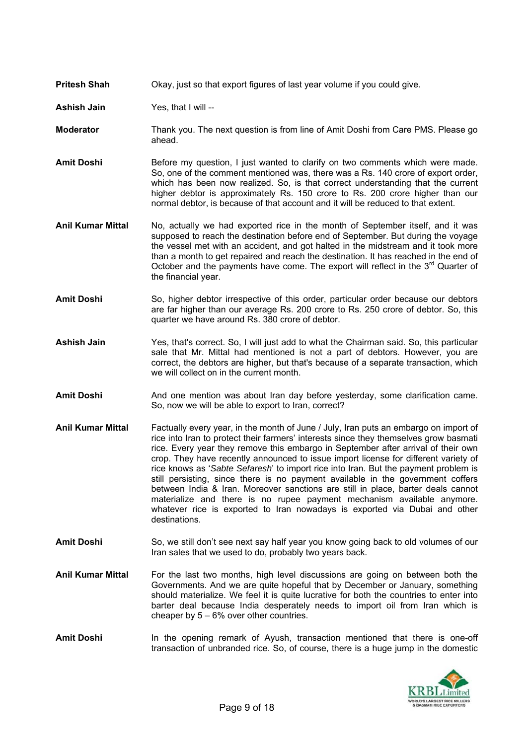**Pritesh Shah** Okay, just so that export figures of last year volume if you could give.

**Ashish Jain** Yes, that I will --

**Moderator** Thank you. The next question is from line of Amit Doshi from Care PMS. Please go ahead.

**Amit Doshi** Before my question, I just wanted to clarify on two comments which were made. So, one of the comment mentioned was, there was a Rs. 140 crore of export order, which has been now realized. So, is that correct understanding that the current higher debtor is approximately Rs. 150 crore to Rs. 200 crore higher than our normal debtor, is because of that account and it will be reduced to that extent.

**Anil Kumar Mittal** No, actually we had exported rice in the month of September itself, and it was supposed to reach the destination before end of September. But during the voyage the vessel met with an accident, and got halted in the midstream and it took more than a month to get repaired and reach the destination. It has reached in the end of October and the payments have come. The export will reflect in the 3rd Quarter of the financial year.

**Amit Doshi** So, higher debtor irrespective of this order, particular order because our debtors are far higher than our average Rs. 200 crore to Rs. 250 crore of debtor. So, this quarter we have around Rs. 380 crore of debtor.

**Ashish Jain** Yes, that's correct. So, I will just add to what the Chairman said. So, this particular sale that Mr. Mittal had mentioned is not a part of debtors. However, you are correct, the debtors are higher, but that's because of a separate transaction, which we will collect on in the current month.

**Amit Doshi** And one mention was about Iran day before yesterday, some clarification came. So, now we will be able to export to Iran, correct?

**Anil Kumar Mittal** Factually every year, in the month of June / July, Iran puts an embargo on import of rice into Iran to protect their farmers' interests since they themselves grow basmati rice. Every year they remove this embargo in September after arrival of their own crop. They have recently announced to issue import license for different variety of rice knows as '*Sabte Sefaresh*' to import rice into Iran. But the payment problem is still persisting, since there is no payment available in the government coffers between India & Iran. Moreover sanctions are still in place, barter deals cannot materialize and there is no rupee payment mechanism available anymore. whatever rice is exported to Iran nowadays is exported via Dubai and other destinations.

**Amit Doshi** So, we still don't see next say half year you know going back to old volumes of our Iran sales that we used to do, probably two years back.

**Anil Kumar Mittal** For the last two months, high level discussions are going on between both the Governments. And we are quite hopeful that by December or January, something should materialize. We feel it is quite lucrative for both the countries to enter into barter deal because India desperately needs to import oil from Iran which is cheaper by 5 – 6% over other countries.

**Amit Doshi** In the opening remark of Ayush, transaction mentioned that there is one-off transaction of unbranded rice. So, of course, there is a huge jump in the domestic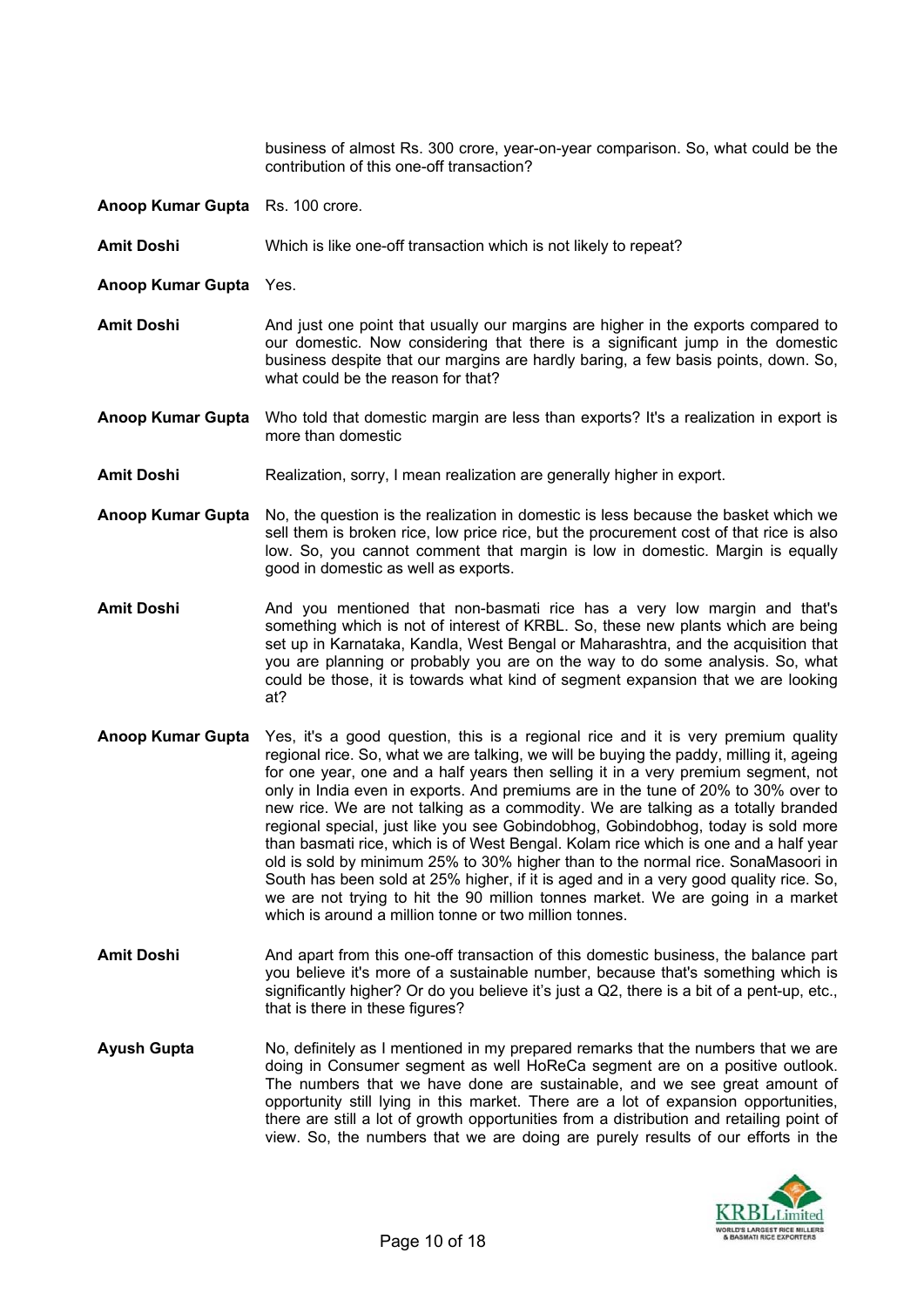business of almost Rs. 300 crore, year-on-year comparison. So, what could be the contribution of this one-off transaction?

**Anoop Kumar Gupta** Rs. 100 crore.

**Amit Doshi** Which is like one-off transaction which is not likely to repeat?

**Anoop Kumar Gupta** Yes.

**Amit Doshi** And just one point that usually our margins are higher in the exports compared to our domestic. Now considering that there is a significant jump in the domestic business despite that our margins are hardly baring, a few basis points, down. So, what could be the reason for that?

**Anoop Kumar Gupta** Who told that domestic margin are less than exports? It's a realization in export is more than domestic

**Amit Doshi** Realization, sorry, I mean realization are generally higher in export.

**Anoop Kumar Gupta** No, the question is the realization in domestic is less because the basket which we sell them is broken rice, low price rice, but the procurement cost of that rice is also low. So, you cannot comment that margin is low in domestic. Margin is equally good in domestic as well as exports.

**Amit Doshi** And you mentioned that non-basmati rice has a very low margin and that's something which is not of interest of KRBL. So, these new plants which are being set up in Karnataka, Kandla, West Bengal or Maharashtra, and the acquisition that you are planning or probably you are on the way to do some analysis. So, what could be those, it is towards what kind of segment expansion that we are looking at?

**Anoop Kumar Gupta** Yes, it's a good question, this is a regional rice and it is very premium quality regional rice. So, what we are talking, we will be buying the paddy, milling it, ageing for one year, one and a half years then selling it in a very premium segment, not only in India even in exports. And premiums are in the tune of 20% to 30% over to new rice. We are not talking as a commodity. We are talking as a totally branded regional special, just like you see Gobindobhog, Gobindobhog, today is sold more than basmati rice, which is of West Bengal. Kolam rice which is one and a half year old is sold by minimum 25% to 30% higher than to the normal rice. SonaMasoori in South has been sold at 25% higher, if it is aged and in a very good quality rice. So, we are not trying to hit the 90 million tonnes market. We are going in a market which is around a million tonne or two million tonnes.

**Amit Doshi** And apart from this one-off transaction of this domestic business, the balance part you believe it's more of a sustainable number, because that's something which is significantly higher? Or do you believe it's just a Q2, there is a bit of a pent-up, etc., that is there in these figures?

**Ayush Gupta** No, definitely as I mentioned in my prepared remarks that the numbers that we are doing in Consumer segment as well HoReCa segment are on a positive outlook. The numbers that we have done are sustainable, and we see great amount of opportunity still lying in this market. There are a lot of expansion opportunities, there are still a lot of growth opportunities from a distribution and retailing point of view. So, the numbers that we are doing are purely results of our efforts in the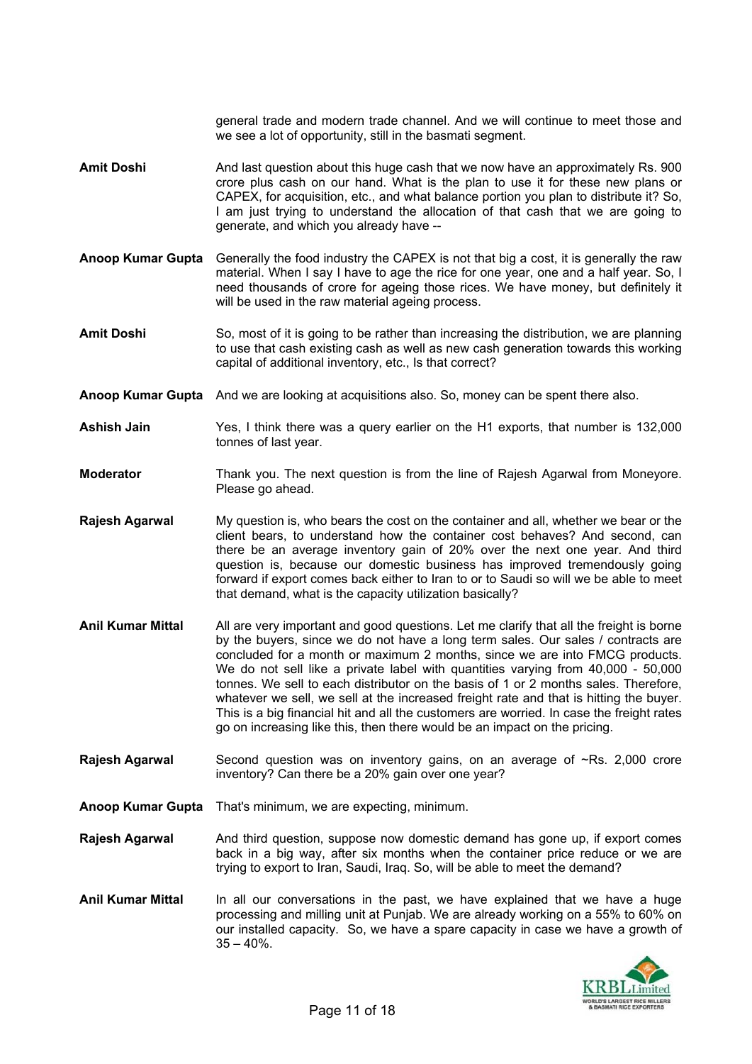general trade and modern trade channel. And we will continue to meet those and we see a lot of opportunity, still in the basmati segment.

**Amit Doshi** And last question about this huge cash that we now have an approximately Rs. 900 crore plus cash on our hand. What is the plan to use it for these new plans or CAPEX, for acquisition, etc., and what balance portion you plan to distribute it? So, I am just trying to understand the allocation of that cash that we are going to generate, and which you already have --

**Anoop Kumar Gupta** Generally the food industry the CAPEX is not that big a cost, it is generally the raw material. When I say I have to age the rice for one year, one and a half year. So, I need thousands of crore for ageing those rices. We have money, but definitely it will be used in the raw material ageing process.

**Amit Doshi** So, most of it is going to be rather than increasing the distribution, we are planning to use that cash existing cash as well as new cash generation towards this working capital of additional inventory, etc., Is that correct?

**Anoop Kumar Gupta** And we are looking at acquisitions also. So, money can be spent there also.

**Ashish Jain** Yes, I think there was a query earlier on the H1 exports, that number is 132,000 tonnes of last year.

**Moderator** Thank you. The next question is from the line of Rajesh Agarwal from Moneyore. Please go ahead.

**Rajesh Agarwal** My question is, who bears the cost on the container and all, whether we bear or the client bears, to understand how the container cost behaves? And second, can there be an average inventory gain of 20% over the next one year. And third question is, because our domestic business has improved tremendously going forward if export comes back either to Iran to or to Saudi so will we be able to meet that demand, what is the capacity utilization basically?

**Anil Kumar Mittal** All are very important and good questions. Let me clarify that all the freight is borne by the buyers, since we do not have a long term sales. Our sales / contracts are concluded for a month or maximum 2 months, since we are into FMCG products. We do not sell like a private label with quantities varying from 40,000 - 50,000 tonnes. We sell to each distributor on the basis of 1 or 2 months sales. Therefore, whatever we sell, we sell at the increased freight rate and that is hitting the buyer. This is a big financial hit and all the customers are worried. In case the freight rates go on increasing like this, then there would be an impact on the pricing.

**Rajesh Agarwal** Second question was on inventory gains, on an average of ~Rs. 2,000 crore inventory? Can there be a 20% gain over one year?

**Anoop Kumar Gupta** That's minimum, we are expecting, minimum.

**Rajesh Agarwal** And third question, suppose now domestic demand has gone up, if export comes back in a big way, after six months when the container price reduce or we are trying to export to Iran, Saudi, Iraq. So, will be able to meet the demand?

**Anil Kumar Mittal** In all our conversations in the past, we have explained that we have a huge processing and milling unit at Punjab. We are already working on a 55% to 60% on our installed capacity. So, we have a spare capacity in case we have a growth of 35 – 40%.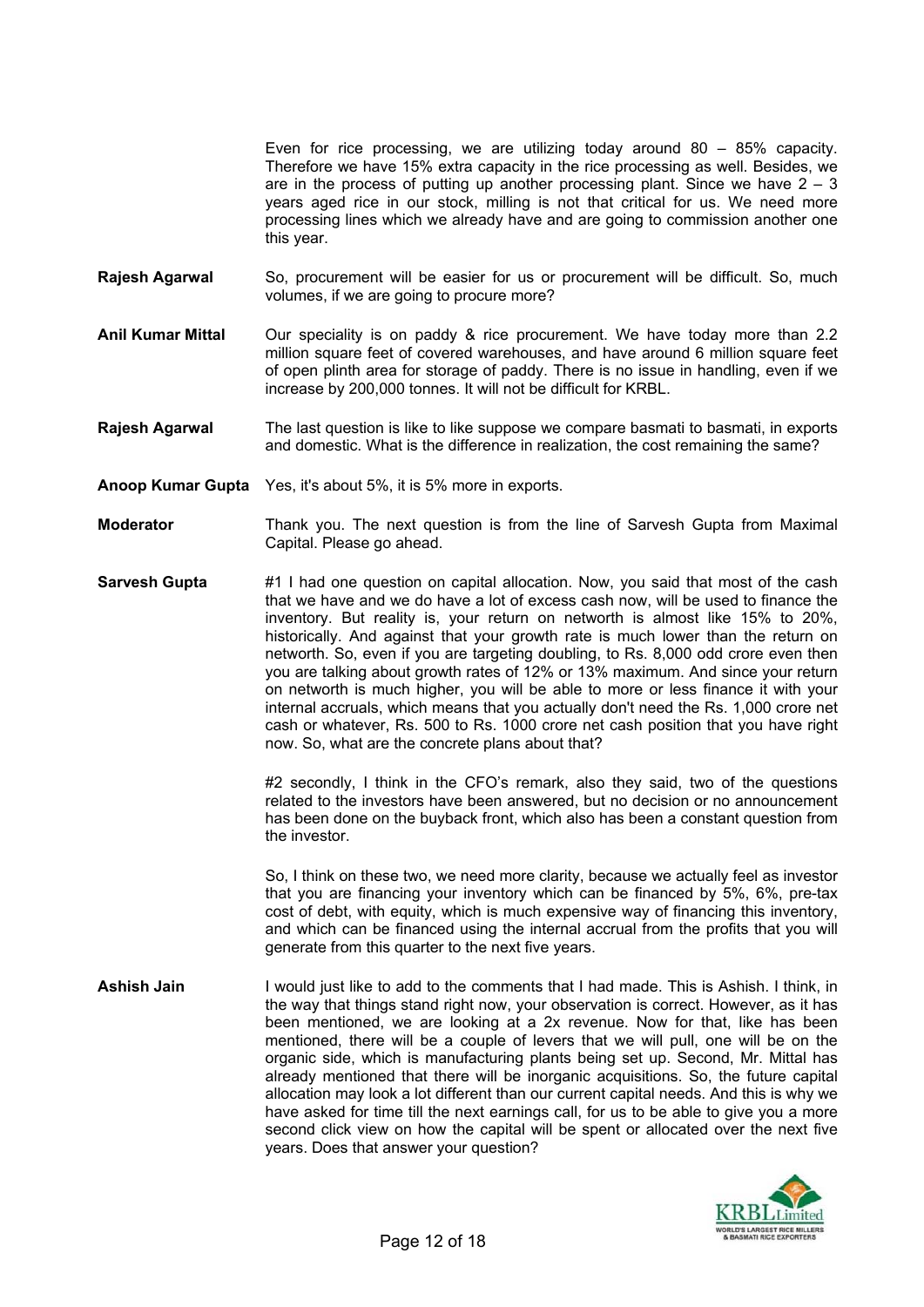Even for rice processing, we are utilizing today around 80 – 85% capacity. Therefore we have 15% extra capacity in the rice processing as well. Besides, we are in the process of putting up another processing plant. Since we have 2 – 3 years aged rice in our stock, milling is not that critical for us. We need more processing lines which we already have and are going to commission another one this year.

**Rajesh Agarwal** So, procurement will be easier for us or procurement will be difficult. So, much volumes, if we are going to procure more?

**Anil Kumar Mittal** Our speciality is on paddy & rice procurement. We have today more than 2.2 million square feet of covered warehouses, and have around 6 million square feet of open plinth area for storage of paddy. There is no issue in handling, even if we increase by 200,000 tonnes. It will not be difficult for KRBL.

**Rajesh Agarwal** The last question is like to like suppose we compare basmati to basmati, in exports and domestic. What is the difference in realization, the cost remaining the same?

**Anoop Kumar Gupta** Yes, it's about 5%, it is 5% more in exports.

**Moderator** Thank you. The next question is from the line of Sarvesh Gupta from Maximal Capital. Please go ahead.

**Sarvesh Gupta** #1 I had one question on capital allocation. Now, you said that most of the cash that we have and we do have a lot of excess cash now, will be used to finance the inventory. But reality is, your return on networth is almost like 15% to 20%, historically. And against that your growth rate is much lower than the return on networth. So, even if you are targeting doubling, to Rs. 8,000 odd crore even then you are talking about growth rates of 12% or 13% maximum. And since your return on networth is much higher, you will be able to more or less finance it with your internal accruals, which means that you actually don't need the Rs. 1,000 crore net cash or whatever, Rs. 500 to Rs. 1000 crore net cash position that you have right now. So, what are the concrete plans about that?

#2 secondly, I think in the CFO's remark, also they said, two of the questions related to the investors have been answered, but no decision or no announcement has been done on the buyback front, which also has been a constant question from the investor.

So, I think on these two, we need more clarity, because we actually feel as investor that you are financing your inventory which can be financed by 5%, 6%, pre-tax cost of debt, with equity, which is much expensive way of financing this inventory, and which can be financed using the internal accrual from the profits that you will generate from this quarter to the next five years.

**Ashish Jain** I would just like to add to the comments that I had made. This is Ashish. I think, in the way that things stand right now, your observation is correct. However, as it has been mentioned, we are looking at a 2x revenue. Now for that, like has been mentioned, there will be a couple of levers that we will pull, one will be on the organic side, which is manufacturing plants being set up. Second, Mr. Mittal has already mentioned that there will be inorganic acquisitions. So, the future capital allocation may look a lot different than our current capital needs. And this is why we have asked for time till the next earnings call, for us to be able to give you a more second click view on how the capital will be spent or allocated over the next five years. Does that answer your question?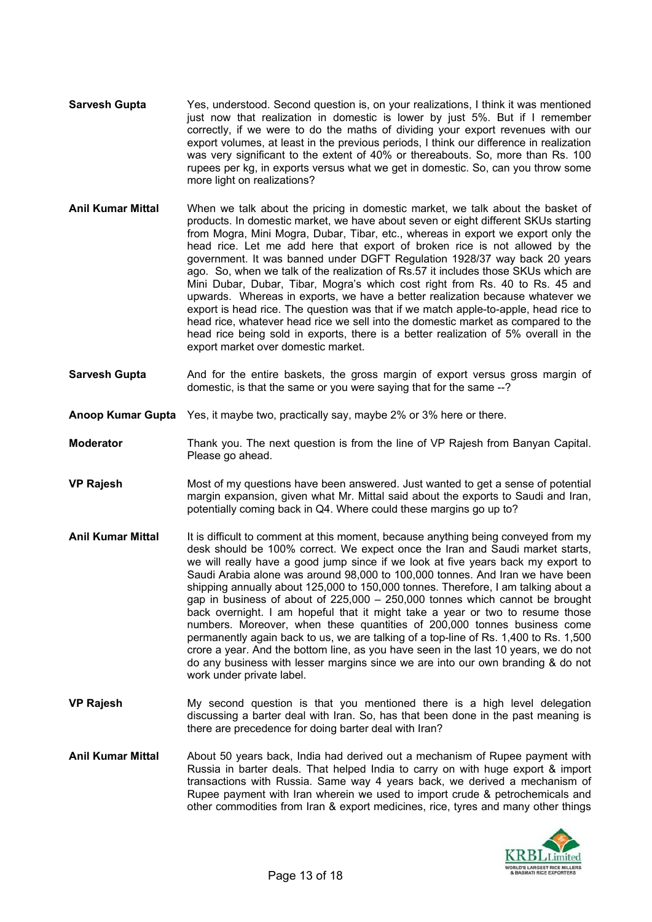**Sarvesh Gupta** Yes, understood. Second question is, on your realizations, I think it was mentioned just now that realization in domestic is lower by just 5%. But if I remember correctly, if we were to do the maths of dividing your export revenues with our export volumes, at least in the previous periods, I think our difference in realization was very significant to the extent of 40% or thereabouts. So, more than Rs. 100 rupees per kg, in exports versus what we get in domestic. So, can you throw some more light on realizations?

**Anil Kumar Mittal** When we talk about the pricing in domestic market, we talk about the basket of products. In domestic market, we have about seven or eight different SKUs starting from Mogra, Mini Mogra, Dubar, Tibar, etc., whereas in export we export only the head rice. Let me add here that export of broken rice is not allowed by the government. It was banned under DGFT Regulation 1928/37 way back 20 years ago. So, when we talk of the realization of Rs.57 it includes those SKUs which are Mini Dubar, Dubar, Tibar, Mogra's which cost right from Rs. 40 to Rs. 45 and upwards. Whereas in exports, we have a better realization because whatever we export is head rice. The question was that if we match apple-to-apple, head rice to head rice, whatever head rice we sell into the domestic market as compared to the head rice being sold in exports, there is a better realization of 5% overall in the export market over domestic market.

**Sarvesh Gupta** And for the entire baskets, the gross margin of export versus gross margin of domestic, is that the same or you were saying that for the same --?

**Anoop Kumar Gupta** Yes, it maybe two, practically say, maybe 2% or 3% here or there.

**Moderator** Thank you. The next question is from the line of VP Rajesh from Banyan Capital. Please go ahead.

**VP Rajesh** Most of my questions have been answered. Just wanted to get a sense of potential margin expansion, given what Mr. Mittal said about the exports to Saudi and Iran, potentially coming back in Q4. Where could these margins go up to?

**Anil Kumar Mittal** It is difficult to comment at this moment, because anything being conveyed from my desk should be 100% correct. We expect once the Iran and Saudi market starts, we will really have a good jump since if we look at five years back my export to Saudi Arabia alone was around 98,000 to 100,000 tonnes. And Iran we have been shipping annually about 125,000 to 150,000 tonnes. Therefore, I am talking about a gap in business of about of 225,000 – 250,000 tonnes which cannot be brought back overnight. I am hopeful that it might take a year or two to resume those numbers. Moreover, when these quantities of 200,000 tonnes business come permanently again back to us, we are talking of a top-line of Rs. 1,400 to Rs. 1,500 crore a year. And the bottom line, as you have seen in the last 10 years, we do not do any business with lesser margins since we are into our own branding & do not work under private label.

**VP Rajesh** My second question is that you mentioned there is a high level delegation discussing a barter deal with Iran. So, has that been done in the past meaning is there are precedence for doing barter deal with Iran?

**Anil Kumar Mittal** About 50 years back, India had derived out a mechanism of Rupee payment with Russia in barter deals. That helped India to carry on with huge export & import transactions with Russia. Same way 4 years back, we derived a mechanism of Rupee payment with Iran wherein we used to import crude & petrochemicals and other commodities from Iran & export medicines, rice, tyres and many other things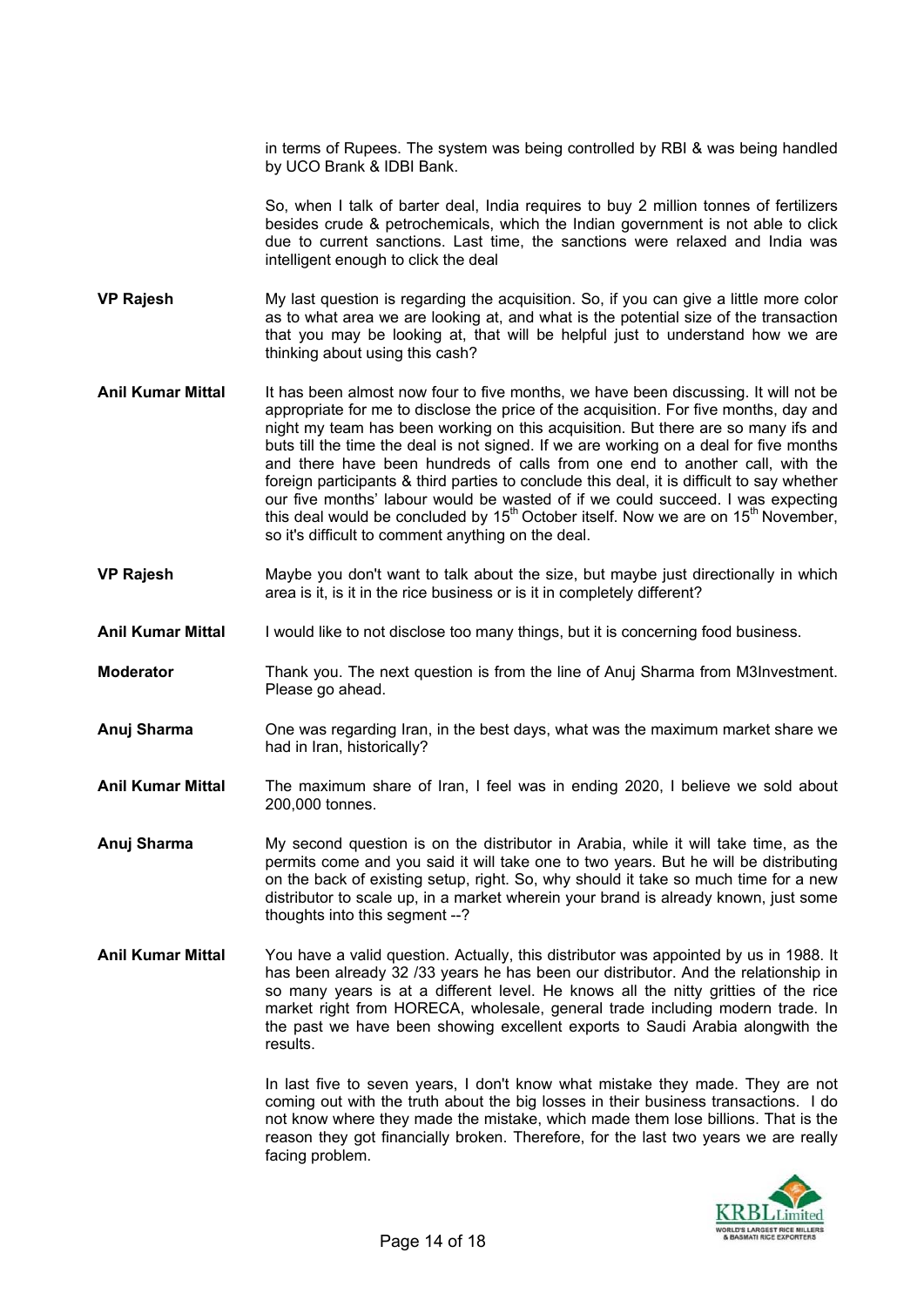in terms of Rupees. The system was being controlled by RBI & was being handled by UCO Brank & IDBI Bank.

So, when I talk of barter deal, India requires to buy 2 million tonnes of fertilizers besides crude & petrochemicals, which the Indian government is not able to click due to current sanctions. Last time, the sanctions were relaxed and India was intelligent enough to click the deal

**VP Rajesh**: My last question is regarding the acquisition. So, if you can give a little more color as to what area we are looking at, and what is the potential size of the transaction that you may be looking at, that will be helpful just to understand how we are thinking about using this cash?

**Anil Kumar Mittal**: It has been almost now four to five months, we have been discussing. It will not be appropriate for me to disclose the price of the acquisition. For five months, day and night my team has been working on this acquisition. But there are so many ifs and buts till the time the deal is not signed. If we are working on a deal for five months and there have been hundreds of calls from one end to another call, with the foreign participants & third parties to conclude this deal, it is difficult to say whether our five months' labour would be wasted of if we could succeed. I was expecting this deal would be concluded by 15th October itself. Now we are on 15th November, so it's difficult to comment anything on the deal.

**VP Rajesh**: Maybe you don't want to talk about the size, but maybe just directionally in which area is it, is it in the rice business or is it in completely different?

**Anil Kumar Mittal**: I would like to not disclose too many things, but it is concerning food business.

**Moderator**: Thank you. The next question is from the line of Anuj Sharma from M3Investment. Please go ahead.

**Anuj Sharma**: One was regarding Iran, in the best days, what was the maximum market share we had in Iran, historically?

**Anil Kumar Mittal**: The maximum share of Iran, I feel was in ending 2020, I believe we sold about 200,000 tonnes.

**Anuj Sharma**: My second question is on the distributor in Arabia, while it will take time, as the permits come and you said it will take one to two years. But he will be distributing on the back of existing setup, right. So, why should it take so much time for a new distributor to scale up, in a market wherein your brand is already known, just some thoughts into this segment --?

**Anil Kumar Mittal**: You have a valid question. Actually, this distributor was appointed by us in 1988. It has been already 32 /33 years he has been our distributor. And the relationship in so many years is at a different level. He knows all the nitty gritties of the rice market right from HORECA, wholesale, general trade including modern trade. In the past we have been showing excellent exports to Saudi Arabia alongwith the results.

In last five to seven years, I don't know what mistake they made. They are not coming out with the truth about the big losses in their business transactions. I do not know where they made the mistake, which made them lose billions. That is the reason they got financially broken. Therefore, for the last two years we are really facing problem.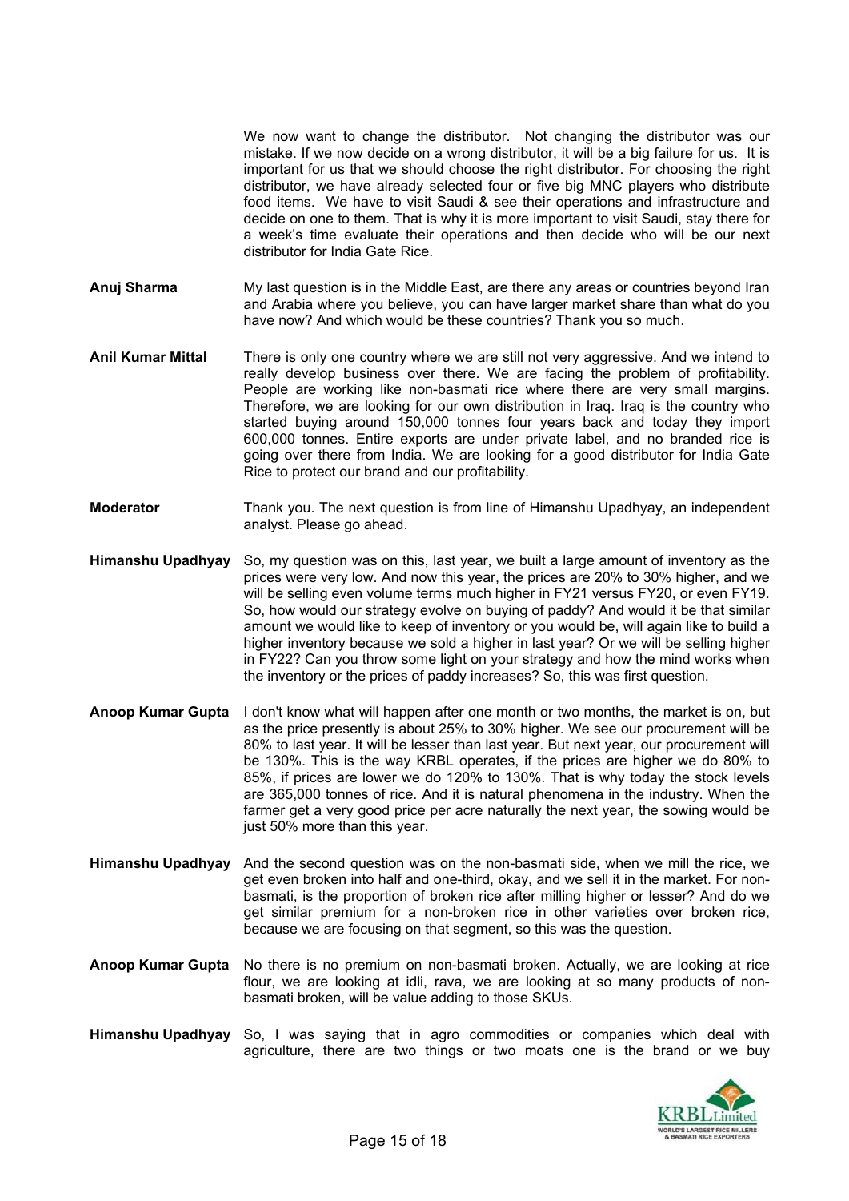We now want to change the distributor. Not changing the distributor was our mistake. If we now decide on a wrong distributor, it will be a big failure for us. It is important for us that we should choose the right distributor. For choosing the right distributor, we have already selected four or five big MNC players who distribute food items. We have to visit Saudi & see their operations and infrastructure and decide on one to them. That is why it is more important to visit Saudi, stay there for a week's time evaluate their operations and then decide who will be our next distributor for India Gate Rice.

**Anuj Sharma** My last question is in the Middle East, are there any areas or countries beyond Iran and Arabia where you believe, you can have larger market share than what do you have now? And which would be these countries? Thank you so much.

**Anil Kumar Mittal** There is only one country where we are still not very aggressive. And we intend to really develop business over there. We are facing the problem of profitability. People are working like non-basmati rice where there are very small margins. Therefore, we are looking for our own distribution in Iraq. Iraq is the country who started buying around 150,000 tonnes four years back and today they import 600,000 tonnes. Entire exports are under private label, and no branded rice is going over there from India. We are looking for a good distributor for India Gate Rice to protect our brand and our profitability.

**Moderator** Thank you. The next question is from line of Himanshu Upadhyay, an independent analyst. Please go ahead.

**Himanshu Upadhyay** So, my question was on this, last year, we built a large amount of inventory as the prices were very low. And now this year, the prices are 20% to 30% higher, and we will be selling even volume terms much higher in FY21 versus FY20, or even FY19. So, how would our strategy evolve on buying of paddy? And would it be that similar amount we would like to keep of inventory or you would be, will again like to build a higher inventory because we sold a higher in last year? Or we will be selling higher in FY22? Can you throw some light on your strategy and how the mind works when the inventory or the prices of paddy increases? So, this was first question.

**Anoop Kumar Gupta** I don't know what will happen after one month or two months, the market is on, but as the price presently is about 25% to 30% higher. We see our procurement will be 80% to last year. It will be lesser than last year. But next year, our procurement will be 130%. This is the way KRBL operates, if the prices are higher we do 80% to 85%, if prices are lower we do 120% to 130%. That is why today the stock levels are 365,000 tonnes of rice. And it is natural phenomena in the industry. When the farmer get a very good price per acre naturally the next year, the sowing would be just 50% more than this year.

**Himanshu Upadhyay** And the second question was on the non-basmati side, when we mill the rice, we get even broken into half and one-third, okay, and we sell it in the market. For non-basmati, is the proportion of broken rice after milling higher or lesser? And do we get similar premium for a non-broken rice in other varieties over broken rice, because we are focusing on that segment, so this was the question.

**Anoop Kumar Gupta** No there is no premium on non-basmati broken. Actually, we are looking at rice flour, we are looking at idli, rava, we are looking at so many products of non-basmati broken, will be value adding to those SKUs.

**Himanshu Upadhyay** So, I was saying that in agro commodities or companies which deal with agriculture, there are two things or two moats one is the brand or we buy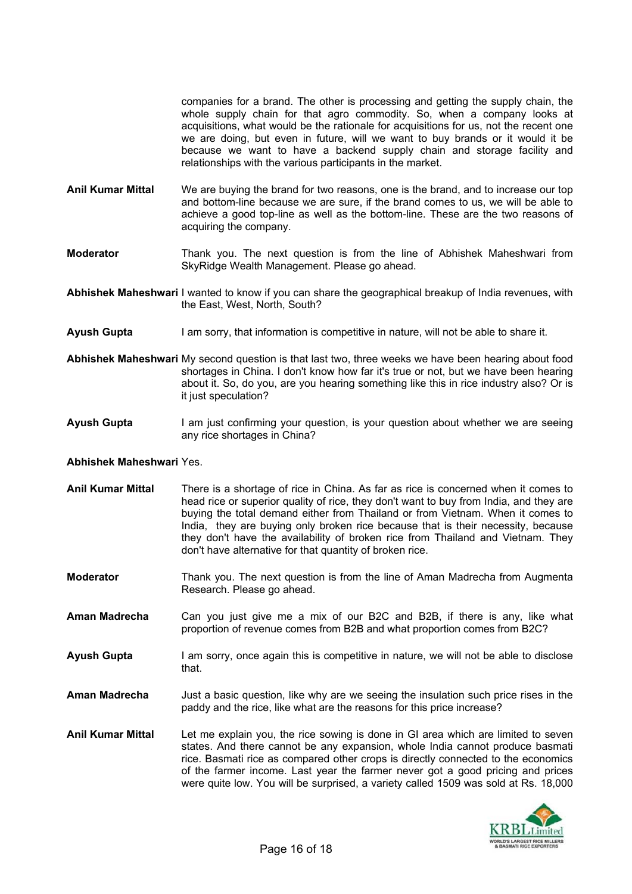companies for a brand. The other is processing and getting the supply chain, the whole supply chain for that agro commodity. So, when a company looks at acquisitions, what would be the rationale for acquisitions for us, not the recent one we are doing, but even in future, will we want to buy brands or it would it be because we want to have a backend supply chain and storage facility and relationships with the various participants in the market.

**Anil Kumar Mittal** We are buying the brand for two reasons, one is the brand, and to increase our top and bottom-line because we are sure, if the brand comes to us, we will be able to achieve a good top-line as well as the bottom-line. These are the two reasons of acquiring the company.

**Moderator** Thank you. The next question is from the line of Abhishek Maheshwari from SkyRidge Wealth Management. Please go ahead.

**Abhishek Maheshwari** I wanted to know if you can share the geographical breakup of India revenues, with the East, West, North, South?

**Ayush Gupta** I am sorry, that information is competitive in nature, will not be able to share it.

**Abhishek Maheshwari** My second question is that last two, three weeks we have been hearing about food shortages in China. I don't know how far it's true or not, but we have been hearing about it. So, do you, are you hearing something like this in rice industry also? Or is it just speculation?

**Ayush Gupta** I am just confirming your question, is your question about whether we are seeing any rice shortages in China?

**Abhishek Maheshwari** Yes.

**Anil Kumar Mittal** There is a shortage of rice in China. As far as rice is concerned when it comes to head rice or superior quality of rice, they don't want to buy from India, and they are buying the total demand either from Thailand or from Vietnam. When it comes to India, they are buying only broken rice because that is their necessity, because they don't have the availability of broken rice from Thailand and Vietnam. They don't have alternative for that quantity of broken rice.

**Moderator** Thank you. The next question is from the line of Aman Madrecha from Augmenta Research. Please go ahead.

**Aman Madrecha** Can you just give me a mix of our B2C and B2B, if there is any, like what proportion of revenue comes from B2B and what proportion comes from B2C?

**Ayush Gupta** I am sorry, once again this is competitive in nature, we will not be able to disclose that.

**Aman Madrecha** Just a basic question, like why are we seeing the insulation such price rises in the paddy and the rice, like what are the reasons for this price increase?

**Anil Kumar Mittal** Let me explain you, the rice sowing is done in GI area which are limited to seven states. And there cannot be any expansion, whole India cannot produce basmati rice. Basmati rice as compared other crops is directly connected to the economics of the farmer income. Last year the farmer never got a good pricing and prices were quite low. You will be surprised, a variety called 1509 was sold at Rs. 18,000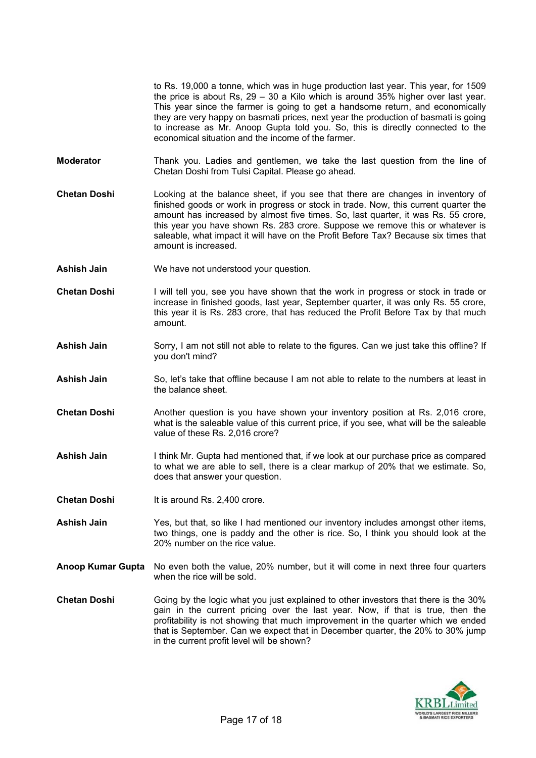to Rs. 19,000 a tonne, which was in huge production last year. This year, for 1509 the price is about Rs, 29 – 30 a Kilo which is around 35% higher over last year. This year since the farmer is going to get a handsome return, and economically they are very happy on basmati prices, next year the production of basmati is going to increase as Mr. Anoop Gupta told you. So, this is directly connected to the economical situation and the income of the farmer.

**Moderator** Thank you. Ladies and gentlemen, we take the last question from the line of Chetan Doshi from Tulsi Capital. Please go ahead.

**Chetan Doshi** Looking at the balance sheet, if you see that there are changes in inventory of finished goods or work in progress or stock in trade. Now, this current quarter the amount has increased by almost five times. So, last quarter, it was Rs. 55 crore, this year you have shown Rs. 283 crore. Suppose we remove this or whatever is saleable, what impact it will have on the Profit Before Tax? Because six times that amount is increased.

**Ashish Jain** We have not understood your question.

**Chetan Doshi** I will tell you, see you have shown that the work in progress or stock in trade or increase in finished goods, last year, September quarter, it was only Rs. 55 crore, this year it is Rs. 283 crore, that has reduced the Profit Before Tax by that much amount.

**Ashish Jain** Sorry, I am not still not able to relate to the figures. Can we just take this offline? If you don't mind?

**Ashish Jain** So, let's take that offline because I am not able to relate to the numbers at least in the balance sheet.

**Chetan Doshi** Another question is you have shown your inventory position at Rs. 2,016 crore, what is the saleable value of this current price, if you see, what will be the saleable value of these Rs. 2,016 crore?

**Ashish Jain** I think Mr. Gupta had mentioned that, if we look at our purchase price as compared to what we are able to sell, there is a clear markup of 20% that we estimate. So, does that answer your question.

**Chetan Doshi** It is around Rs. 2,400 crore.

**Ashish Jain** Yes, but that, so like I had mentioned our inventory includes amongst other items, two things, one is paddy and the other is rice. So, I think you should look at the 20% number on the rice value.

**Anoop Kumar Gupta** No even both the value, 20% number, but it will come in next three four quarters when the rice will be sold.

**Chetan Doshi** Going by the logic what you just explained to other investors that there is the 30% gain in the current pricing over the last year. Now, if that is true, then the profitability is not showing that much improvement in the quarter which we ended that is September. Can we expect that in December quarter, the 20% to 30% jump in the current profit level will be shown?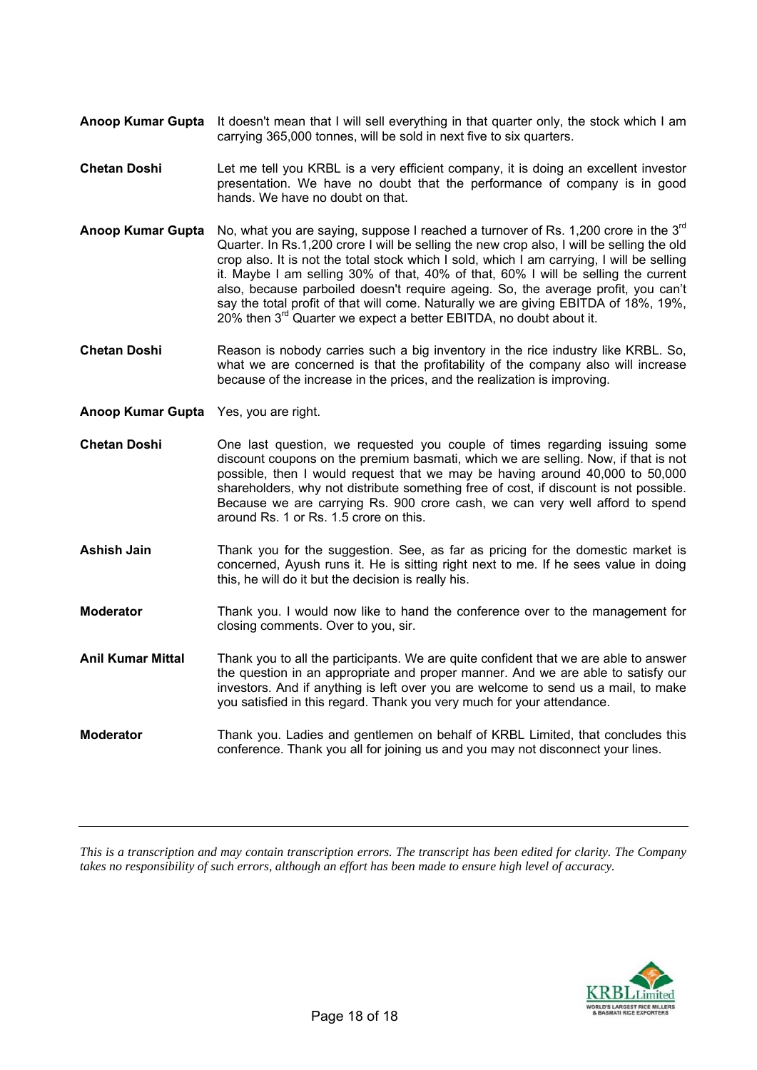**Anoop Kumar Gupta** It doesn't mean that I will sell everything in that quarter only, the stock which I am carrying 365,000 tonnes, will be sold in next five to six quarters.

**Chetan Doshi** Let me tell you KRBL is a very efficient company, it is doing an excellent investor presentation. We have no doubt that the performance of company is in good hands. We have no doubt on that.

**Anoop Kumar Gupta** No, what you are saying, suppose I reached a turnover of Rs. 1,200 crore in the 3rd Quarter. In Rs.1,200 crore I will be selling the new crop also, I will be selling the old crop also. It is not the total stock which I sold, which I am carrying, I will be selling it. Maybe I am selling 30% of that, 40% of that, 60% I will be selling the current also, because parboiled doesn't require ageing. So, the average profit, you can't say the total profit of that will come. Naturally we are giving EBITDA of 18%, 19%, 20% then 3rd Quarter we expect a better EBITDA, no doubt about it.

**Chetan Doshi** Reason is nobody carries such a big inventory in the rice industry like KRBL. So, what we are concerned is that the profitability of the company also will increase because of the increase in the prices, and the realization is improving.

**Anoop Kumar Gupta** Yes, you are right.

**Chetan Doshi** One last question, we requested you couple of times regarding issuing some discount coupons on the premium basmati, which we are selling. Now, if that is not possible, then I would request that we may be having around 40,000 to 50,000 shareholders, why not distribute something free of cost, if discount is not possible. Because we are carrying Rs. 900 crore cash, we can very well afford to spend around Rs. 1 or Rs. 1.5 crore on this.

**Ashish Jain** Thank you for the suggestion. See, as far as pricing for the domestic market is concerned, Ayush runs it. He is sitting right next to me. If he sees value in doing this, he will do it but the decision is really his.

**Moderator** Thank you. I would now like to hand the conference over to the management for closing comments. Over to you, sir.

**Anil Kumar Mittal** Thank you to all the participants. We are quite confident that we are able to answer the question in an appropriate and proper manner. And we are able to satisfy our investors. And if anything is left over you are welcome to send us a mail, to make you satisfied in this regard. Thank you very much for your attendance.

**Moderator** Thank you. Ladies and gentlemen on behalf of KRBL Limited, that concludes this conference. Thank you all for joining us and you may not disconnect your lines.

*This is a transcription and may contain transcription errors. The transcript has been edited for clarity. The Company takes no responsibility of such errors, although an effort has been made to ensure high level of accuracy.*